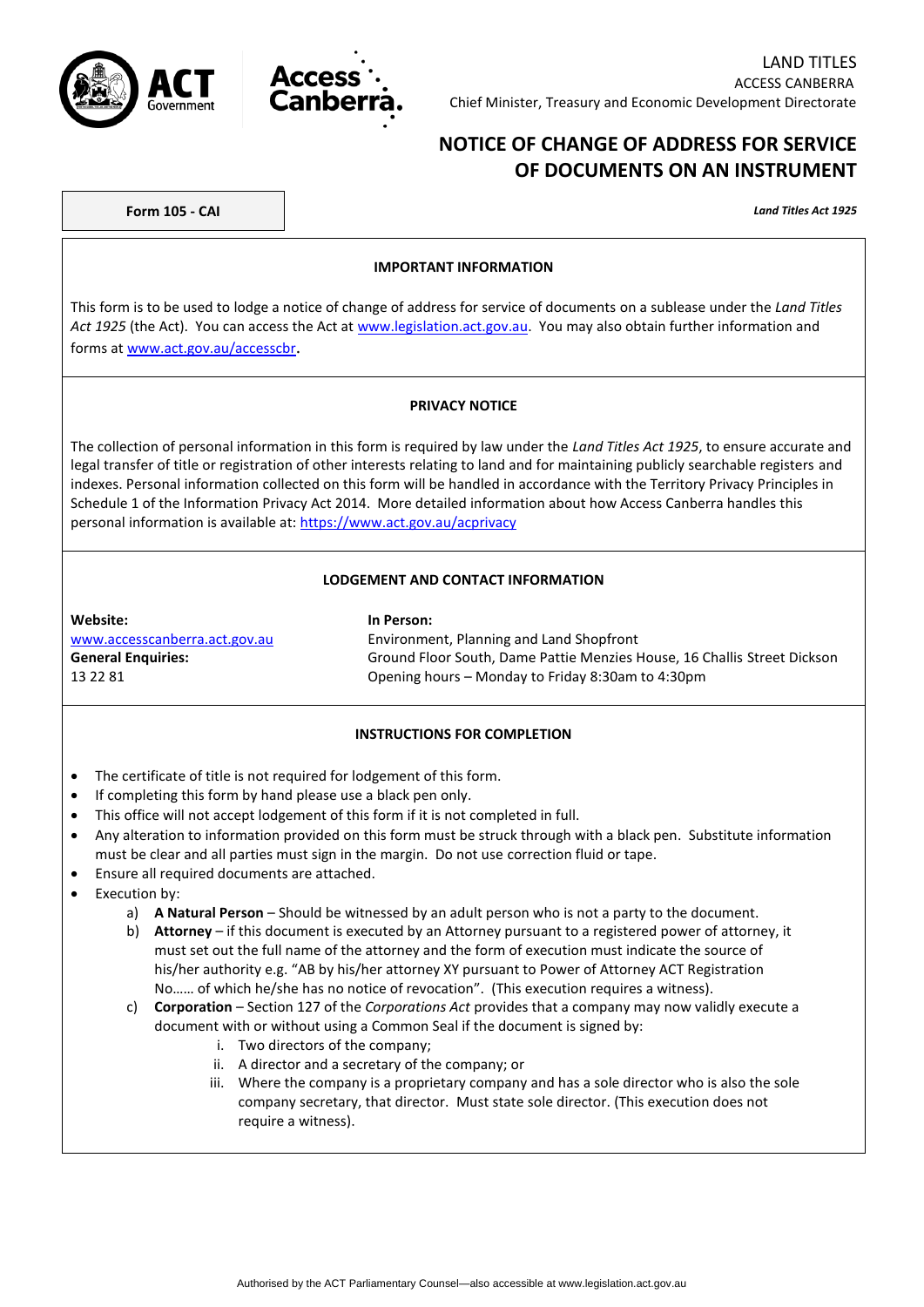LAND TITLES
ACCESS CANBERRA
Chief Minister, Treasury and Economic Development Directorate

# NOTICE OF CHANGE OF ADDRESS FOR SERVICE OF DOCUMENTS ON AN INSTRUMENT

**Form 105 - CAI**

***Land Titles Act 1925***

## IMPORTANT INFORMATION

This form is to be used to lodge a notice of change of address for service of documents on a sublease under the *Land Titles Act 1925* (the Act). You can access the Act at www.legislation.act.gov.au. You may also obtain further information and forms at www.act.gov.au/accesscbr.

## PRIVACY NOTICE

The collection of personal information in this form is required by law under the *Land Titles Act 1925*, to ensure accurate and legal transfer of title or registration of other interests relating to land and for maintaining publicly searchable registers and indexes. Personal information collected on this form will be handled in accordance with the Territory Privacy Principles in Schedule 1 of the Information Privacy Act 2014. More detailed information about how Access Canberra handles this personal information is available at: https://www.act.gov.au/acprivacy

## LODGEMENT AND CONTACT INFORMATION

**Website:**
www.accesscanberra.act.gov.au

**General Enquiries:**
13 22 81

**In Person:**
Environment, Planning and Land Shopfront
Ground Floor South, Dame Pattie Menzies House, 16 Challis Street Dickson
Opening hours – Monday to Friday 8:30am to 4:30pm

## INSTRUCTIONS FOR COMPLETION

- The certificate of title is not required for lodgement of this form.
- If completing this form by hand please use a black pen only.
- This office will not accept lodgement of this form if it is not completed in full.
- Any alteration to information provided on this form must be struck through with a black pen. Substitute information must be clear and all parties must sign in the margin. Do not use correction fluid or tape.
- Ensure all required documents are attached.
- Execution by:
  a) **A Natural Person** – Should be witnessed by an adult person who is not a party to the document.
  b) **Attorney** – if this document is executed by an Attorney pursuant to a registered power of attorney, it must set out the full name of the attorney and the form of execution must indicate the source of his/her authority e.g. "AB by his/her attorney XY pursuant to Power of Attorney ACT Registration No…… of which he/she has no notice of revocation". (This execution requires a witness).
  c) **Corporation** – Section 127 of the *Corporations Act* provides that a company may now validly execute a document with or without using a Common Seal if the document is signed by:
     i. Two directors of the company;
     ii. A director and a secretary of the company; or
     iii. Where the company is a proprietary company and has a sole director who is also the sole company secretary, that director. Must state sole director. (This execution does not require a witness).

Authorised by the ACT Parliamentary Counsel—also accessible at www.legislation.act.gov.au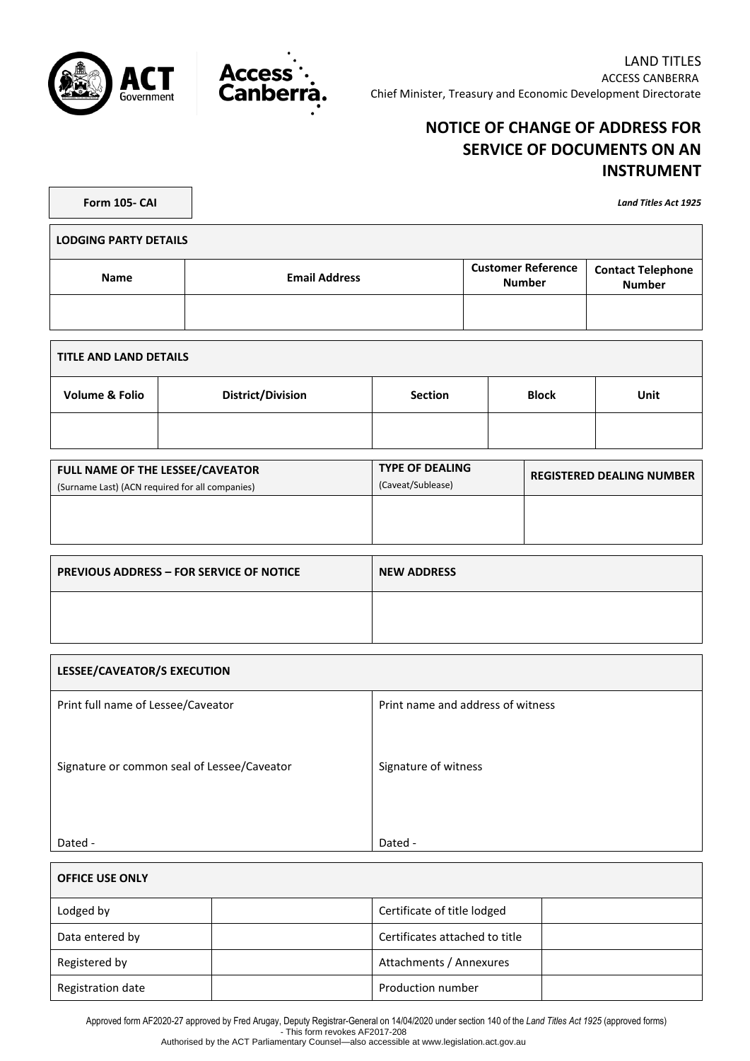LAND TITLES
ACCESS CANBERRA
Chief Minister, Treasury and Economic Development Directorate

# NOTICE OF CHANGE OF ADDRESS FOR SERVICE OF DOCUMENTS ON AN INSTRUMENT

**Form 105- CAI**

***Land Titles Act 1925***

| **LODGING PARTY DETAILS** | | | |
|---|---|---|---|
| **Name** | **Email Address** | **Customer Reference Number** | **Contact Telephone Number** |
| | | | |

| **TITLE AND LAND DETAILS** | | | | |
|---|---|---|---|---|
| **Volume & Folio** | **District/Division** | **Section** | **Block** | **Unit** |
| | | | | |

| **FULL NAME OF THE LESSEE/CAVEATOR** (Surname Last) (ACN required for all companies) | **TYPE OF DEALING** (Caveat/Sublease) | **REGISTERED DEALING NUMBER** |
|---|---|---|
| | | |

| **PREVIOUS ADDRESS – FOR SERVICE OF NOTICE** | **NEW ADDRESS** |
|---|---|
| | |

| **LESSEE/CAVEATOR/S EXECUTION** | |
|---|---|
| Print full name of Lessee/Caveator | Print name and address of witness |
| Signature or common seal of Lessee/Caveator | Signature of witness |
| Dated - | Dated - |

| **OFFICE USE ONLY** | | | |
|---|---|---|---|
| Lodged by | | Certificate of title lodged | |
| Data entered by | | Certificates attached to title | |
| Registered by | | Attachments / Annexures | |
| Registration date | | Production number | |

Approved form AF2020-27 approved by Fred Arugay, Deputy Registrar-General on 14/04/2020 under section 140 of the *Land Titles Act 1925* (approved forms) - This form revokes AF2017-208
Authorised by the ACT Parliamentary Counsel—also accessible at www.legislation.act.gov.au